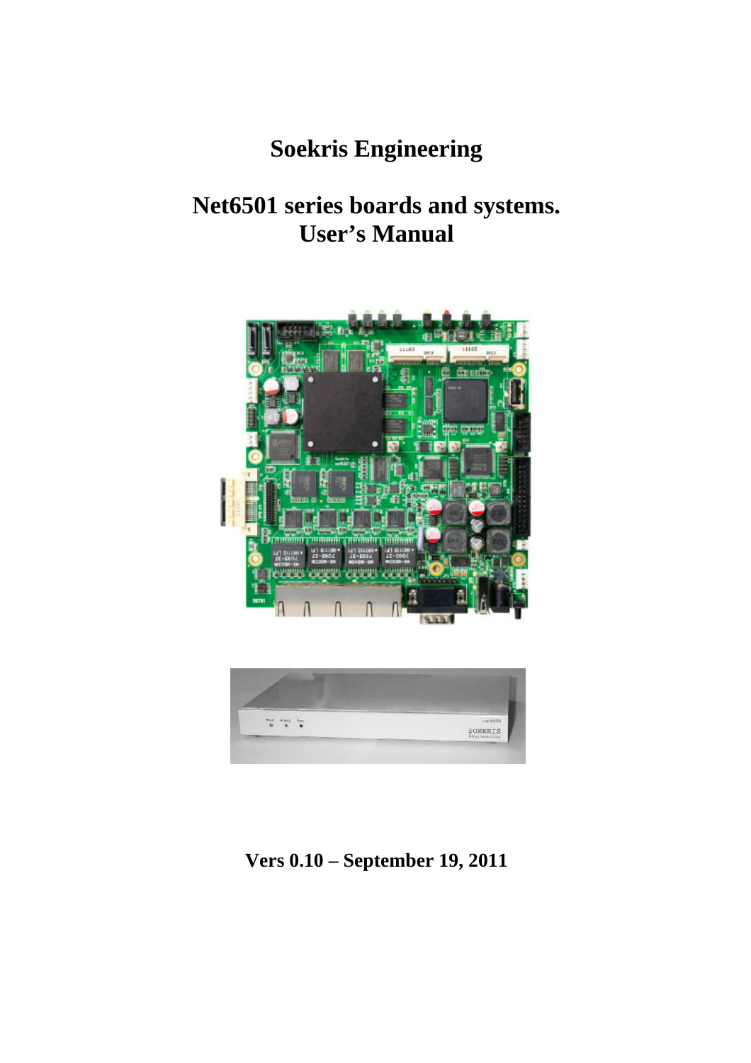# Soekris Engineering

# Net6501 series boards and systems.
# User's Manual

**Vers 0.10 – September 19, 2011**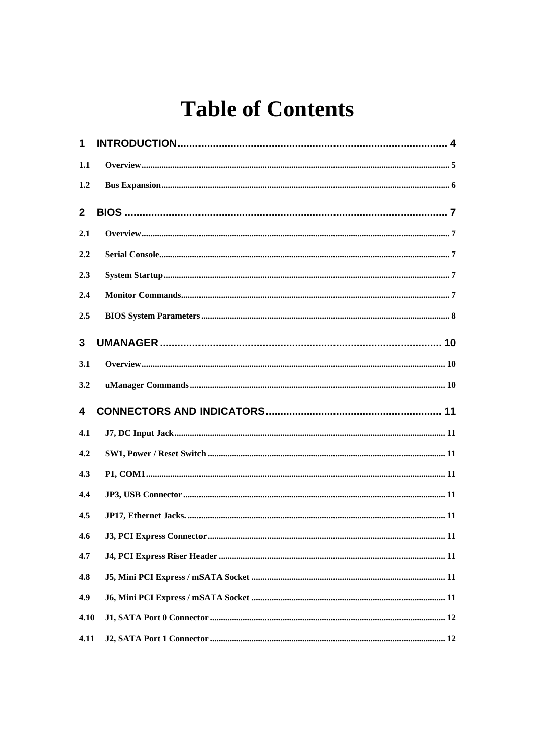# Table of Contents

**1 INTRODUCTION .......... 4**

1.1 Overview .......... 5

1.2 Bus Expansion .......... 6

**2 BIOS .......... 7**

2.1 Overview .......... 7

2.2 Serial Console .......... 7

2.3 System Startup .......... 7

2.4 Monitor Commands .......... 7

2.5 BIOS System Parameters .......... 8

**3 UMANAGER .......... 10**

3.1 Overview .......... 10

3.2 uManager Commands .......... 10

**4 CONNECTORS AND INDICATORS .......... 11**

4.1 J7, DC Input Jack .......... 11

4.2 SW1, Power / Reset Switch .......... 11

4.3 P1, COM1 .......... 11

4.4 JP3, USB Connector .......... 11

4.5 JP17, Ethernet Jacks. .......... 11

4.6 J3, PCI Express Connector .......... 11

4.7 J4, PCI Express Riser Header .......... 11

4.8 J5, Mini PCI Express / mSATA Socket .......... 11

4.9 J6, Mini PCI Express / mSATA Socket .......... 11

4.10 J1, SATA Port 0 Connector .......... 12

4.11 J2, SATA Port 1 Connector .......... 12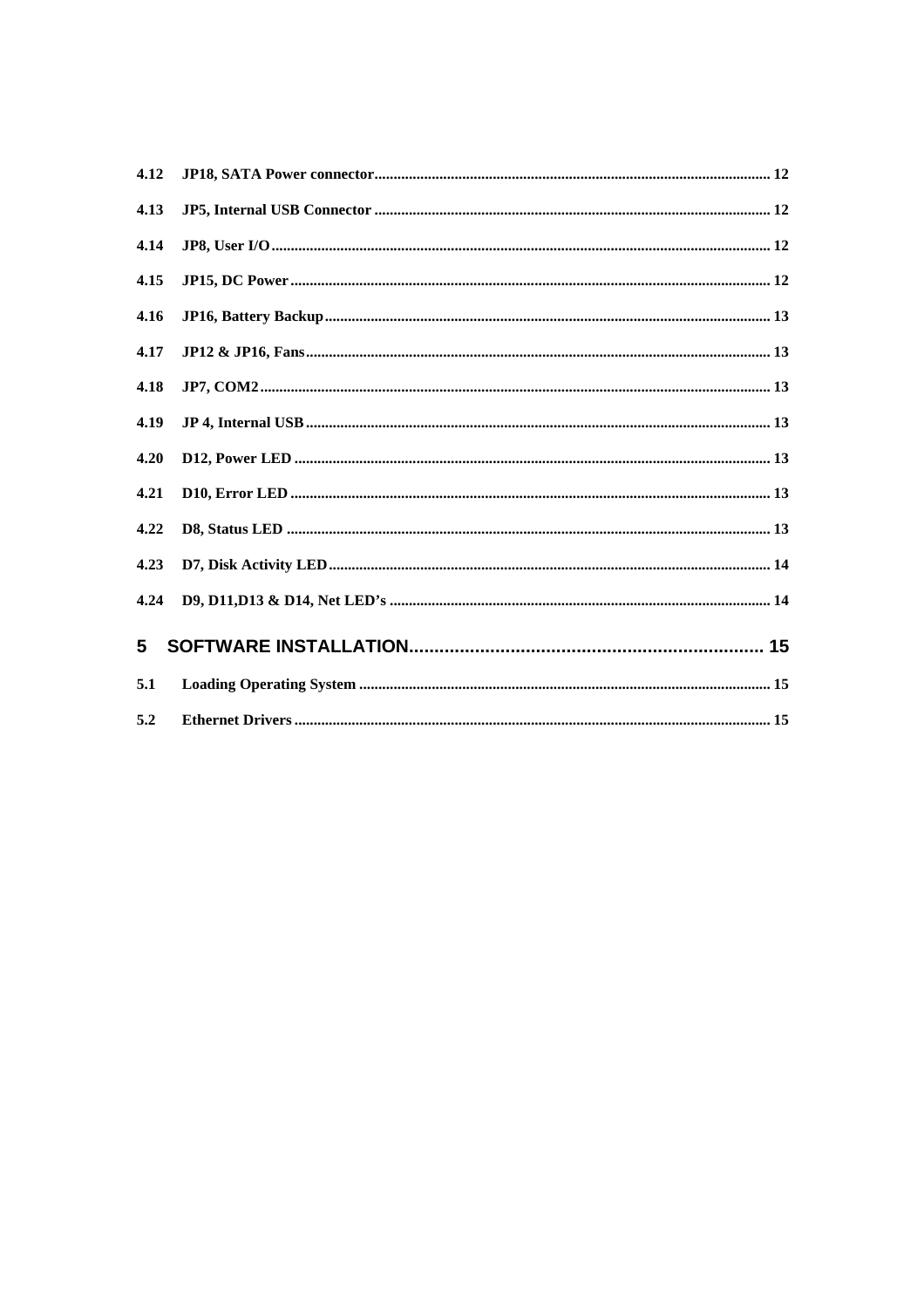4.12 JP18, SATA Power connector........................................................................................................ 12

4.13 JP5, Internal USB Connector ........................................................................................................ 12

4.14 JP8, User I/O.................................................................................................................................. 12

4.15 JP15, DC Power............................................................................................................................. 12

4.16 JP16, Battery Backup.................................................................................................................... 13

4.17 JP12 & JP16, Fans......................................................................................................................... 13

4.18 JP7, COM2..................................................................................................................................... 13

4.19 JP 4, Internal USB......................................................................................................................... 13

4.20 D12, Power LED ........................................................................................................................... 13

4.21 D10, Error LED ............................................................................................................................ 13

4.22 D8, Status LED ............................................................................................................................. 13

4.23 D7, Disk Activity LED.................................................................................................................. 14

4.24 D9, D11,D13 & D14, Net LED's ................................................................................................... 14

**5 SOFTWARE INSTALLATION...................................................................... 15**

5.1 Loading Operating System ........................................................................................................... 15

5.2 Ethernet Drivers ........................................................................................................................... 15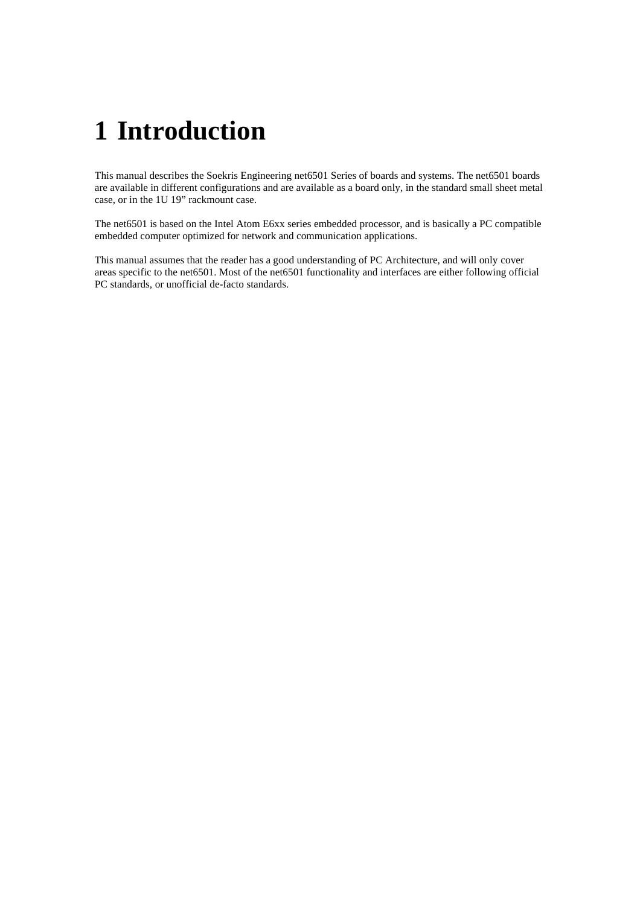# 1 Introduction

This manual describes the Soekris Engineering net6501 Series of boards and systems. The net6501 boards are available in different configurations and are available as a board only, in the standard small sheet metal case, or in the 1U 19” rackmount case.

The net6501 is based on the Intel Atom E6xx series embedded processor, and is basically a PC compatible embedded computer optimized for network and communication applications.

This manual assumes that the reader has a good understanding of PC Architecture, and will only cover areas specific to the net6501. Most of the net6501 functionality and interfaces are either following official PC standards, or unofficial de-facto standards.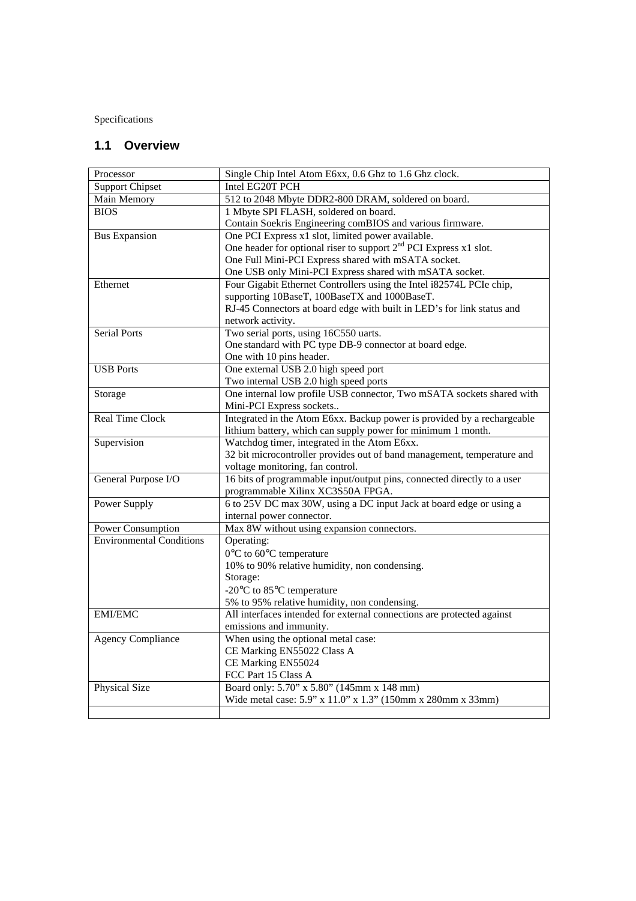Specifications

## 1.1 Overview

| | |
|---|---|
| Processor | Single Chip Intel Atom E6xx, 0.6 Ghz to 1.6 Ghz clock. |
| Support Chipset | Intel EG20T PCH |
| Main Memory | 512 to 2048 Mbyte DDR2-800 DRAM, soldered on board. |
| BIOS | 1 Mbyte SPI FLASH, soldered on board.<br>Contain Soekris Engineering comBIOS and various firmware. |
| Bus Expansion | One PCI Express x1 slot, limited power available.<br>One header for optional riser to support 2nd PCI Express x1 slot.<br>One Full Mini-PCI Express shared with mSATA socket.<br>One USB only Mini-PCI Express shared with mSATA socket. |
| Ethernet | Four Gigabit Ethernet Controllers using the Intel i82574L PCIe chip, supporting 10BaseT, 100BaseTX and 1000BaseT.<br>RJ-45 Connectors at board edge with built in LED's for link status and network activity. |
| Serial Ports | Two serial ports, using 16C550 uarts.<br>One standard with PC type DB-9 connector at board edge.<br>One with 10 pins header. |
| USB Ports | One external USB 2.0 high speed port<br>Two internal USB 2.0 high speed ports |
| Storage | One internal low profile USB connector, Two mSATA sockets shared with Mini-PCI Express sockets.. |
| Real Time Clock | Integrated in the Atom E6xx. Backup power is provided by a rechargeable lithium battery, which can supply power for minimum 1 month. |
| Supervision | Watchdog timer, integrated in the Atom E6xx.<br>32 bit microcontroller provides out of band management, temperature and voltage monitoring, fan control. |
| General Purpose I/O | 16 bits of programmable input/output pins, connected directly to a user programmable Xilinx XC3S50A FPGA. |
| Power Supply | 6 to 25V DC max 30W, using a DC input Jack at board edge or using a internal power connector. |
| Power Consumption | Max 8W without using expansion connectors. |
| Environmental Conditions | Operating:<br>0°C to 60°C temperature<br>10% to 90% relative humidity, non condensing.<br>Storage:<br>-20°C to 85°C temperature<br>5% to 95% relative humidity, non condensing. |
| EMI/EMC | All interfaces intended for external connections are protected against emissions and immunity. |
| Agency Compliance | When using the optional metal case:<br>CE Marking EN55022 Class A<br>CE Marking EN55024<br>FCC Part 15 Class A |
| Physical Size | Board only: 5.70" x 5.80" (145mm x 148 mm)<br>Wide metal case: 5.9" x 11.0" x 1.3" (150mm x 280mm x 33mm) |
| | |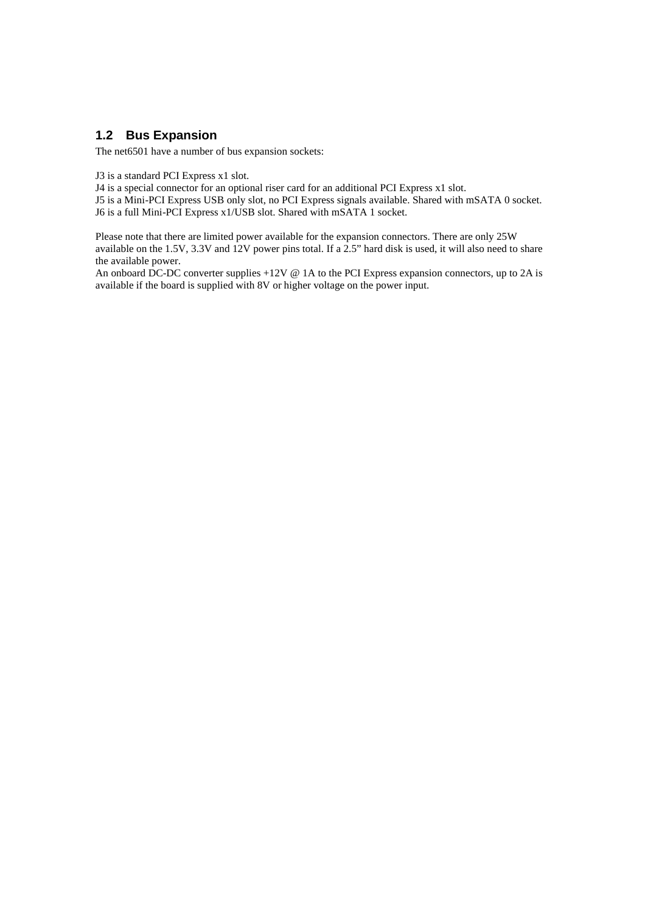## 1.2 Bus Expansion

The net6501 have a number of bus expansion sockets:

J3 is a standard PCI Express x1 slot.
J4 is a special connector for an optional riser card for an additional PCI Express x1 slot.
J5 is a Mini-PCI Express USB only slot, no PCI Express signals available. Shared with mSATA 0 socket.
J6 is a full Mini-PCI Express x1/USB slot. Shared with mSATA 1 socket.

Please note that there are limited power available for the expansion connectors. There are only 25W available on the 1.5V, 3.3V and 12V power pins total. If a 2.5” hard disk is used, it will also need to share the available power.
An onboard DC-DC converter supplies +12V @ 1A to the PCI Express expansion connectors, up to 2A is available if the board is supplied with 8V or higher voltage on the power input.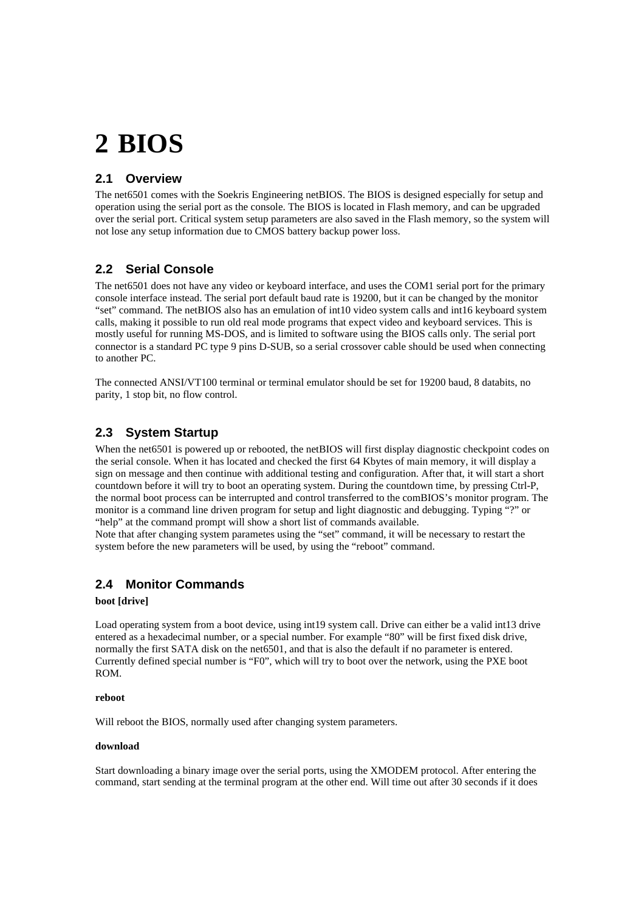# 2 BIOS

## 2.1 Overview

The net6501 comes with the Soekris Engineering netBIOS. The BIOS is designed especially for setup and operation using the serial port as the console. The BIOS is located in Flash memory, and can be upgraded over the serial port. Critical system setup parameters are also saved in the Flash memory, so the system will not lose any setup information due to CMOS battery backup power loss.

## 2.2 Serial Console

The net6501 does not have any video or keyboard interface, and uses the COM1 serial port for the primary console interface instead. The serial port default baud rate is 19200, but it can be changed by the monitor "set" command. The netBIOS also has an emulation of int10 video system calls and int16 keyboard system calls, making it possible to run old real mode programs that expect video and keyboard services. This is mostly useful for running MS-DOS, and is limited to software using the BIOS calls only. The serial port connector is a standard PC type 9 pins D-SUB, so a serial crossover cable should be used when connecting to another PC.

The connected ANSI/VT100 terminal or terminal emulator should be set for 19200 baud, 8 databits, no parity, 1 stop bit, no flow control.

## 2.3 System Startup

When the net6501 is powered up or rebooted, the netBIOS will first display diagnostic checkpoint codes on the serial console. When it has located and checked the first 64 Kbytes of main memory, it will display a sign on message and then continue with additional testing and configuration. After that, it will start a short countdown before it will try to boot an operating system. During the countdown time, by pressing Ctrl-P, the normal boot process can be interrupted and control transferred to the comBIOS's monitor program. The monitor is a command line driven program for setup and light diagnostic and debugging. Typing "?" or "help" at the command prompt will show a short list of commands available.
Note that after changing system parametes using the "set" command, it will be necessary to restart the system before the new parameters will be used, by using the "reboot" command.

## 2.4 Monitor Commands

**boot [drive]**

Load operating system from a boot device, using int19 system call. Drive can either be a valid int13 drive entered as a hexadecimal number, or a special number. For example "80" will be first fixed disk drive, normally the first SATA disk on the net6501, and that is also the default if no parameter is entered. Currently defined special number is "F0", which will try to boot over the network, using the PXE boot ROM.

**reboot**

Will reboot the BIOS, normally used after changing system parameters.

**download**

Start downloading a binary image over the serial ports, using the XMODEM protocol. After entering the command, start sending at the terminal program at the other end. Will time out after 30 seconds if it does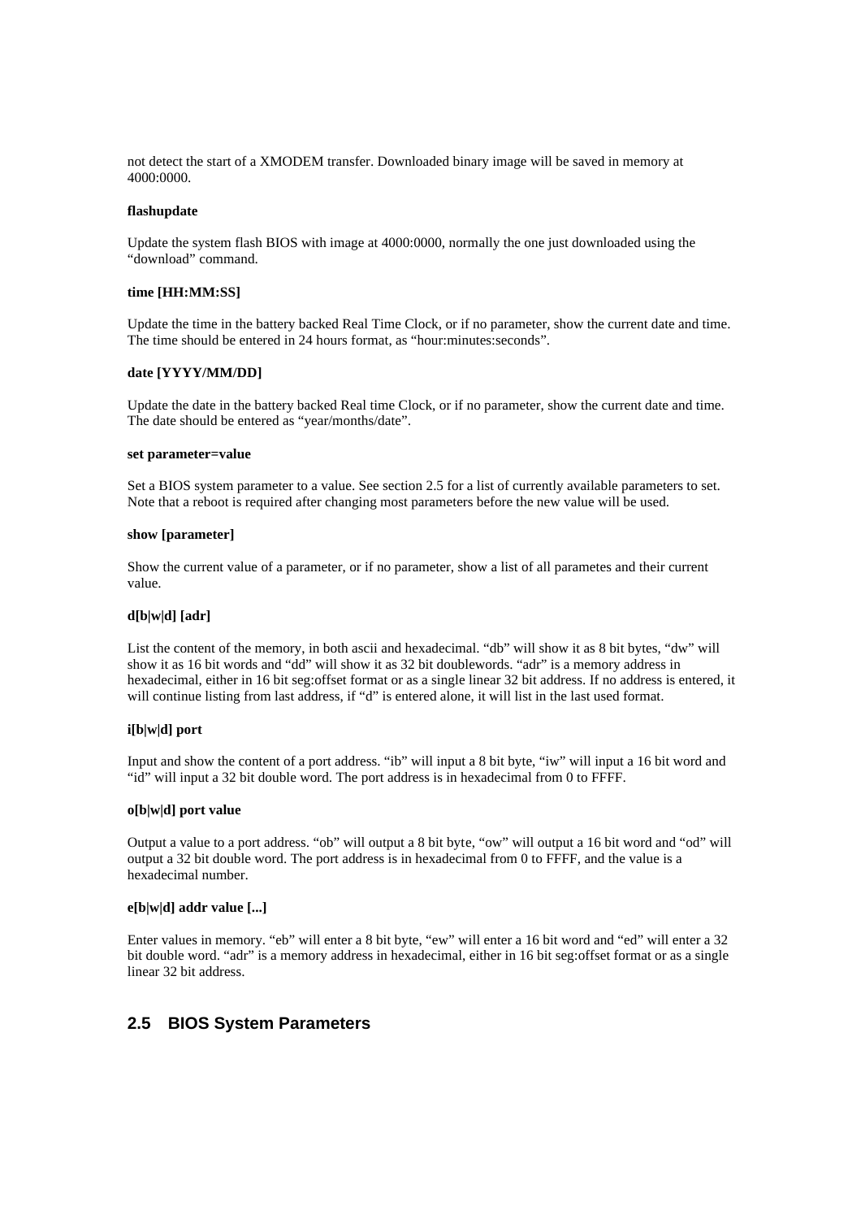not detect the start of a XMODEM transfer. Downloaded binary image will be saved in memory at 4000:0000.

**flashupdate**

Update the system flash BIOS with image at 4000:0000, normally the one just downloaded using the "download" command.

**time [HH:MM:SS]**

Update the time in the battery backed Real Time Clock, or if no parameter, show the current date and time. The time should be entered in 24 hours format, as "hour:minutes:seconds".

**date [YYYY/MM/DD]**

Update the date in the battery backed Real time Clock, or if no parameter, show the current date and time. The date should be entered as "year/months/date".

**set parameter=value**

Set a BIOS system parameter to a value. See section 2.5 for a list of currently available parameters to set. Note that a reboot is required after changing most parameters before the new value will be used.

**show [parameter]**

Show the current value of a parameter, or if no parameter, show a list of all parametes and their current value.

**d[b|w|d] [adr]**

List the content of the memory, in both ascii and hexadecimal. "db" will show it as 8 bit bytes, "dw" will show it as 16 bit words and "dd" will show it as 32 bit doublewords. "adr" is a memory address in hexadecimal, either in 16 bit seg:offset format or as a single linear 32 bit address. If no address is entered, it will continue listing from last address, if "d" is entered alone, it will list in the last used format.

**i[b|w|d] port**

Input and show the content of a port address. "ib" will input a 8 bit byte, "iw" will input a 16 bit word and "id" will input a 32 bit double word. The port address is in hexadecimal from 0 to FFFF.

**o[b|w|d] port value**

Output a value to a port address. "ob" will output a 8 bit byte, "ow" will output a 16 bit word and "od" will output a 32 bit double word. The port address is in hexadecimal from 0 to FFFF, and the value is a hexadecimal number.

**e[b|w|d] addr value [...]**

Enter values in memory. "eb" will enter a 8 bit byte, "ew" will enter a 16 bit word and "ed" will enter a 32 bit double word. "adr" is a memory address in hexadecimal, either in 16 bit seg:offset format or as a single linear 32 bit address.

## 2.5 BIOS System Parameters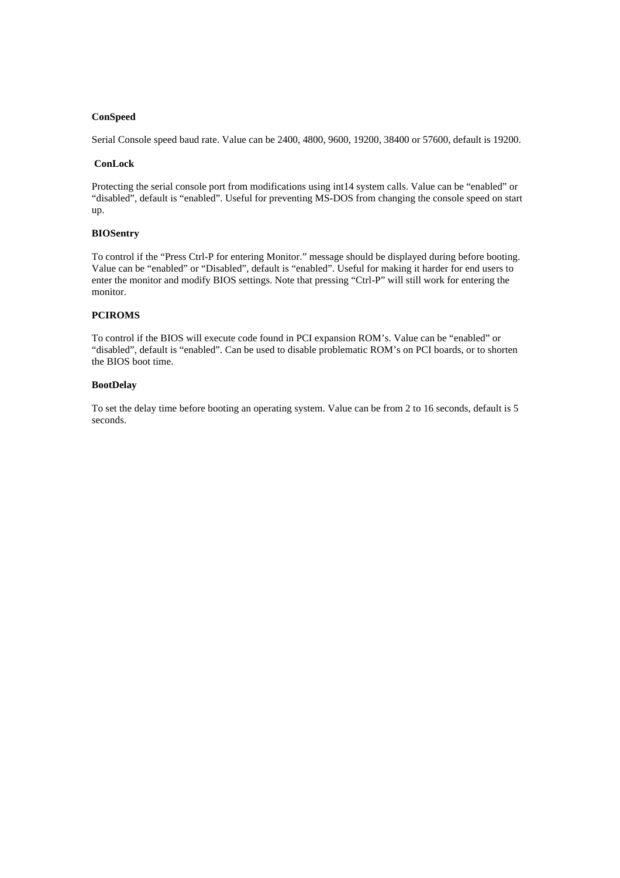**ConSpeed**

Serial Console speed baud rate. Value can be 2400, 4800, 9600, 19200, 38400 or 57600, default is 19200.

**ConLock**

Protecting the serial console port from modifications using int14 system calls. Value can be “enabled” or “disabled”, default is “enabled”. Useful for preventing MS-DOS from changing the console speed on start up.

**BIOSentry**

To control if the “Press Ctrl-P for entering Monitor.” message should be displayed during before booting. Value can be “enabled” or “Disabled”, default is “enabled”. Useful for making it harder for end users to enter the monitor and modify BIOS settings. Note that pressing “Ctrl-P” will still work for entering the monitor.

**PCIROMS**

To control if the BIOS will execute code found in PCI expansion ROM’s. Value can be “enabled” or “disabled”, default is “enabled”. Can be used to disable problematic ROM’s on PCI boards, or to shorten the BIOS boot time.

**BootDelay**

To set the delay time before booting an operating system. Value can be from 2 to 16 seconds, default is 5 seconds.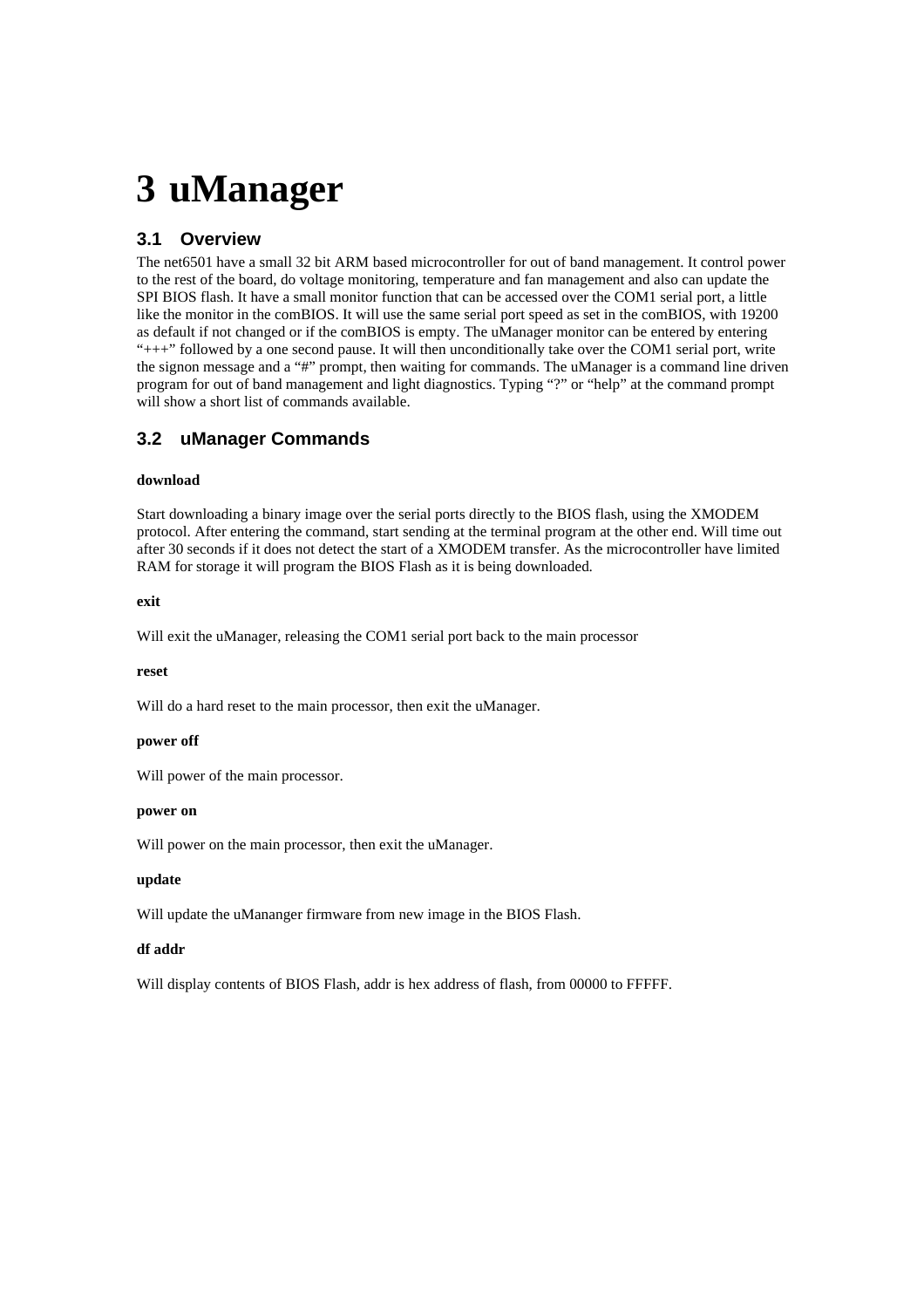# 3 uManager

## 3.1 Overview

The net6501 have a small 32 bit ARM based microcontroller for out of band management. It control power to the rest of the board, do voltage monitoring, temperature and fan management and also can update the SPI BIOS flash. It have a small monitor function that can be accessed over the COM1 serial port, a little like the monitor in the comBIOS. It will use the same serial port speed as set in the comBIOS, with 19200 as default if not changed or if the comBIOS is empty. The uManager monitor can be entered by entering "+++" followed by a one second pause. It will then unconditionally take over the COM1 serial port, write the signon message and a "#" prompt, then waiting for commands. The uManager is a command line driven program for out of band management and light diagnostics. Typing "?" or "help" at the command prompt will show a short list of commands available.

## 3.2 uManager Commands

**download**

Start downloading a binary image over the serial ports directly to the BIOS flash, using the XMODEM protocol. After entering the command, start sending at the terminal program at the other end. Will time out after 30 seconds if it does not detect the start of a XMODEM transfer. As the microcontroller have limited RAM for storage it will program the BIOS Flash as it is being downloaded.

**exit**

Will exit the uManager, releasing the COM1 serial port back to the main processor

**reset**

Will do a hard reset to the main processor, then exit the uManager.

**power off**

Will power of the main processor.

**power on**

Will power on the main processor, then exit the uManager.

**update**

Will update the uMananger firmware from new image in the BIOS Flash.

**df addr**

Will display contents of BIOS Flash, addr is hex address of flash, from 00000 to FFFFF.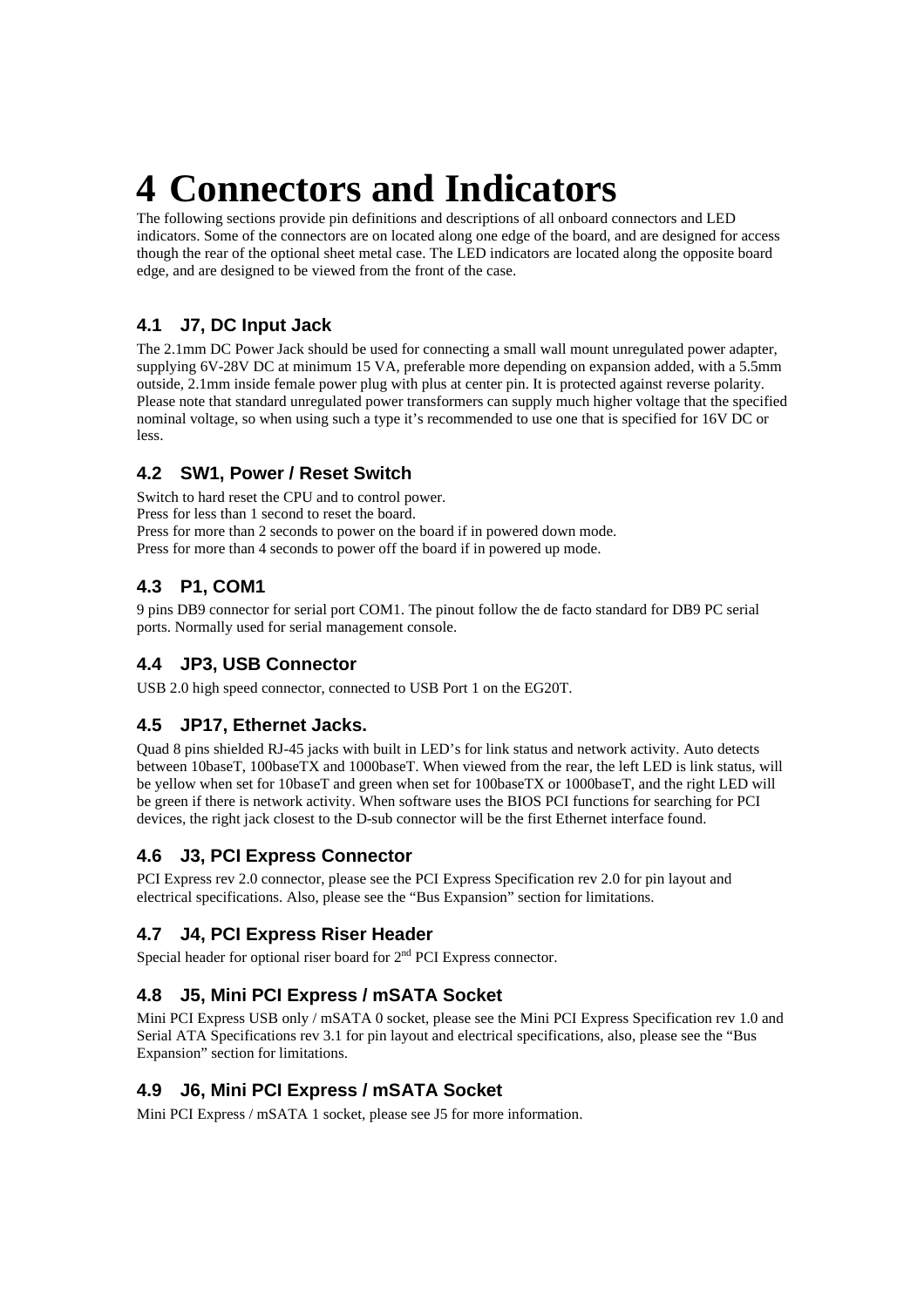# 4 Connectors and Indicators

The following sections provide pin definitions and descriptions of all onboard connectors and LED indicators. Some of the connectors are on located along one edge of the board, and are designed for access though the rear of the optional sheet metal case. The LED indicators are located along the opposite board edge, and are designed to be viewed from the front of the case.

## 4.1 J7, DC Input Jack

The 2.1mm DC Power Jack should be used for connecting a small wall mount unregulated power adapter, supplying 6V-28V DC at minimum 15 VA, preferable more depending on expansion added, with a 5.5mm outside, 2.1mm inside female power plug with plus at center pin. It is protected against reverse polarity. Please note that standard unregulated power transformers can supply much higher voltage that the specified nominal voltage, so when using such a type it's recommended to use one that is specified for 16V DC or less.

## 4.2 SW1, Power / Reset Switch

Switch to hard reset the CPU and to control power.
Press for less than 1 second to reset the board.
Press for more than 2 seconds to power on the board if in powered down mode.
Press for more than 4 seconds to power off the board if in powered up mode.

## 4.3 P1, COM1

9 pins DB9 connector for serial port COM1. The pinout follow the de facto standard for DB9 PC serial ports. Normally used for serial management console.

## 4.4 JP3, USB Connector

USB 2.0 high speed connector, connected to USB Port 1 on the EG20T.

## 4.5 JP17, Ethernet Jacks.

Quad 8 pins shielded RJ-45 jacks with built in LED's for link status and network activity. Auto detects between 10baseT, 100baseTX and 1000baseT. When viewed from the rear, the left LED is link status, will be yellow when set for 10baseT and green when set for 100baseTX or 1000baseT, and the right LED will be green if there is network activity. When software uses the BIOS PCI functions for searching for PCI devices, the right jack closest to the D-sub connector will be the first Ethernet interface found.

## 4.6 J3, PCI Express Connector

PCI Express rev 2.0 connector, please see the PCI Express Specification rev 2.0 for pin layout and electrical specifications. Also, please see the "Bus Expansion" section for limitations.

## 4.7 J4, PCI Express Riser Header

Special header for optional riser board for 2nd PCI Express connector.

## 4.8 J5, Mini PCI Express / mSATA Socket

Mini PCI Express USB only / mSATA 0 socket, please see the Mini PCI Express Specification rev 1.0 and Serial ATA Specifications rev 3.1 for pin layout and electrical specifications, also, please see the "Bus Expansion" section for limitations.

## 4.9 J6, Mini PCI Express / mSATA Socket

Mini PCI Express / mSATA 1 socket, please see J5 for more information.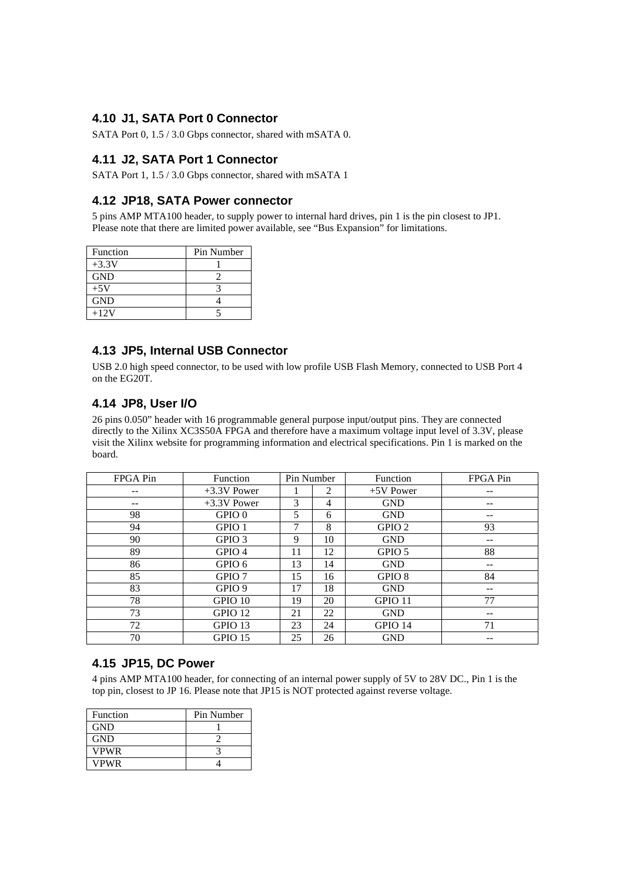## 4.10 J1, SATA Port 0 Connector

SATA Port 0, 1.5 / 3.0 Gbps connector, shared with mSATA 0.

## 4.11 J2, SATA Port 1 Connector

SATA Port 1, 1.5 / 3.0 Gbps connector, shared with mSATA 1

## 4.12 JP18, SATA Power connector

5 pins AMP MTA100 header, to supply power to internal hard drives, pin 1 is the pin closest to JP1. Please note that there are limited power available, see "Bus Expansion" for limitations.

| Function | Pin Number |
|---|---|
| +3.3V | 1 |
| GND | 2 |
| +5V | 3 |
| GND | 4 |
| +12V | 5 |

## 4.13 JP5, Internal USB Connector

USB 2.0 high speed connector, to be used with low profile USB Flash Memory, connected to USB Port 4 on the EG20T.

## 4.14 JP8, User I/O

26 pins 0.050" header with 16 programmable general purpose input/output pins. They are connected directly to the Xilinx XC3S50A FPGA and therefore have a maximum voltage input level of 3.3V, please visit the Xilinx website for programming information and electrical specifications. Pin 1 is marked on the board.

| FPGA Pin | Function | Pin Number | | Function | FPGA Pin |
|---|---|---|---|---|---|
| -- | +3.3V Power | 1 | 2 | +5V Power | -- |
| -- | +3.3V Power | 3 | 4 | GND | -- |
| 98 | GPIO 0 | 5 | 6 | GND | -- |
| 94 | GPIO 1 | 7 | 8 | GPIO 2 | 93 |
| 90 | GPIO 3 | 9 | 10 | GND | -- |
| 89 | GPIO 4 | 11 | 12 | GPIO 5 | 88 |
| 86 | GPIO 6 | 13 | 14 | GND | -- |
| 85 | GPIO 7 | 15 | 16 | GPIO 8 | 84 |
| 83 | GPIO 9 | 17 | 18 | GND | -- |
| 78 | GPIO 10 | 19 | 20 | GPIO 11 | 77 |
| 73 | GPIO 12 | 21 | 22 | GND | -- |
| 72 | GPIO 13 | 23 | 24 | GPIO 14 | 71 |
| 70 | GPIO 15 | 25 | 26 | GND | -- |

## 4.15 JP15, DC Power

4 pins AMP MTA100 header, for connecting of an internal power supply of 5V to 28V DC., Pin 1 is the top pin, closest to JP 16. Please note that JP15 is NOT protected against reverse voltage.

| Function | Pin Number |
|---|---|
| GND | 1 |
| GND | 2 |
| VPWR | 3 |
| VPWR | 4 |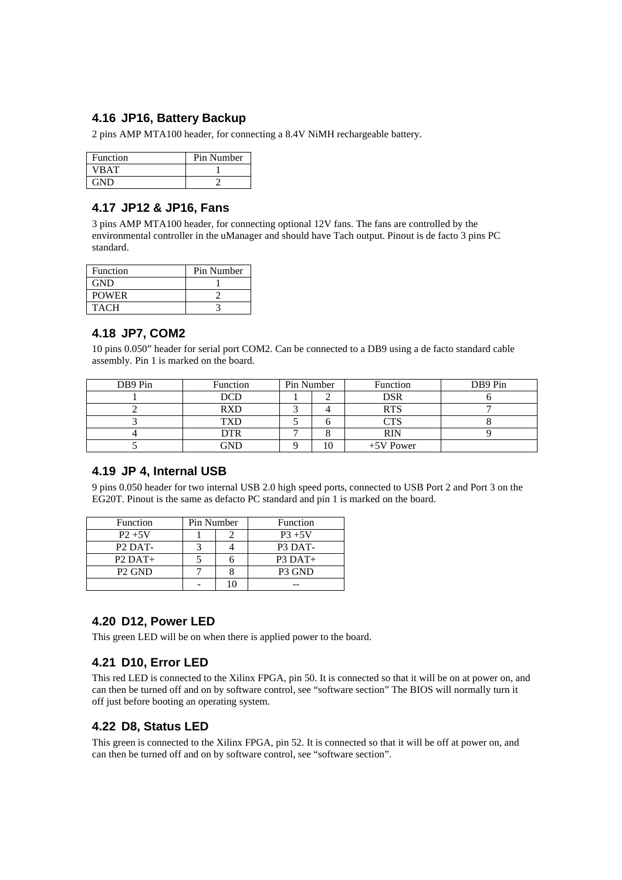## 4.16 JP16, Battery Backup

2 pins AMP MTA100 header, for connecting a 8.4V NiMH rechargeable battery.

| Function | Pin Number |
|---|---|
| VBAT | 1 |
| GND | 2 |

## 4.17 JP12 & JP16, Fans

3 pins AMP MTA100 header, for connecting optional 12V fans. The fans are controlled by the environmental controller in the uManager and should have Tach output. Pinout is de facto 3 pins PC standard.

| Function | Pin Number |
|---|---|
| GND | 1 |
| POWER | 2 |
| TACH | 3 |

## 4.18 JP7, COM2

10 pins 0.050" header for serial port COM2. Can be connected to a DB9 using a de facto standard cable assembly. Pin 1 is marked on the board.

| DB9 Pin | Function | Pin Number | | Function | DB9 Pin |
|---|---|---|---|---|---|
| 1 | DCD | 1 | 2 | DSR | 6 |
| 2 | RXD | 3 | 4 | RTS | 7 |
| 3 | TXD | 5 | 6 | CTS | 8 |
| 4 | DTR | 7 | 8 | RIN | 9 |
| 5 | GND | 9 | 10 | +5V Power | |

## 4.19 JP 4, Internal USB

9 pins 0.050 header for two internal USB 2.0 high speed ports, connected to USB Port 2 and Port 3 on the EG20T. Pinout is the same as defacto PC standard and pin 1 is marked on the board.

| Function | Pin Number | | Function |
|---|---|---|---|
| P2 +5V | 1 | 2 | P3 +5V |
| P2 DAT- | 3 | 4 | P3 DAT- |
| P2 DAT+ | 5 | 6 | P3 DAT+ |
| P2 GND | 7 | 8 | P3 GND |
| | - | 10 | -- |

## 4.20 D12, Power LED

This green LED will be on when there is applied power to the board.

## 4.21 D10, Error LED

This red LED is connected to the Xilinx FPGA, pin 50. It is connected so that it will be on at power on, and can then be turned off and on by software control, see "software section" The BIOS will normally turn it off just before booting an operating system.

## 4.22 D8, Status LED

This green is connected to the Xilinx FPGA, pin 52. It is connected so that it will be off at power on, and can then be turned off and on by software control, see "software section".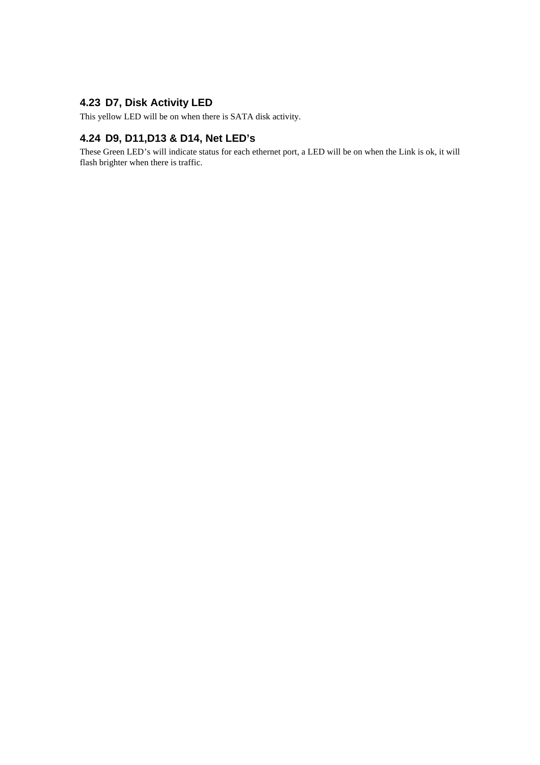### 4.23 D7, Disk Activity LED

This yellow LED will be on when there is SATA disk activity.

### 4.24 D9, D11,D13 & D14, Net LED’s

These Green LED’s will indicate status for each ethernet port, a LED will be on when the Link is ok, it will flash brighter when there is traffic.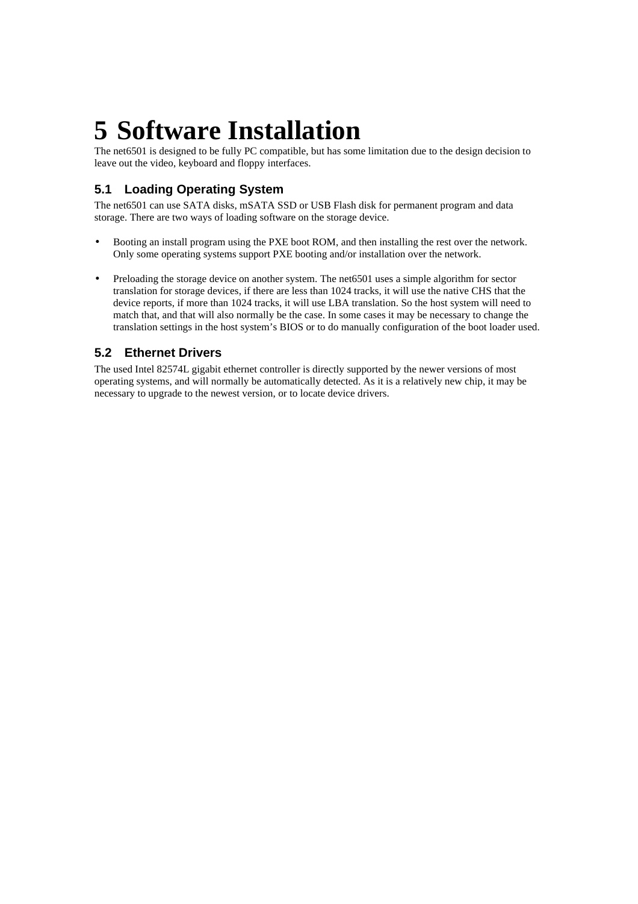# 5 Software Installation

The net6501 is designed to be fully PC compatible, but has some limitation due to the design decision to leave out the video, keyboard and floppy interfaces.

## 5.1 Loading Operating System

The net6501 can use SATA disks, mSATA SSD or USB Flash disk for permanent program and data storage. There are two ways of loading software on the storage device.

- Booting an install program using the PXE boot ROM, and then installing the rest over the network. Only some operating systems support PXE booting and/or installation over the network.

- Preloading the storage device on another system. The net6501 uses a simple algorithm for sector translation for storage devices, if there are less than 1024 tracks, it will use the native CHS that the device reports, if more than 1024 tracks, it will use LBA translation. So the host system will need to match that, and that will also normally be the case. In some cases it may be necessary to change the translation settings in the host system's BIOS or to do manually configuration of the boot loader used.

## 5.2 Ethernet Drivers

The used Intel 82574L gigabit ethernet controller is directly supported by the newer versions of most operating systems, and will normally be automatically detected. As it is a relatively new chip, it may be necessary to upgrade to the newest version, or to locate device drivers.